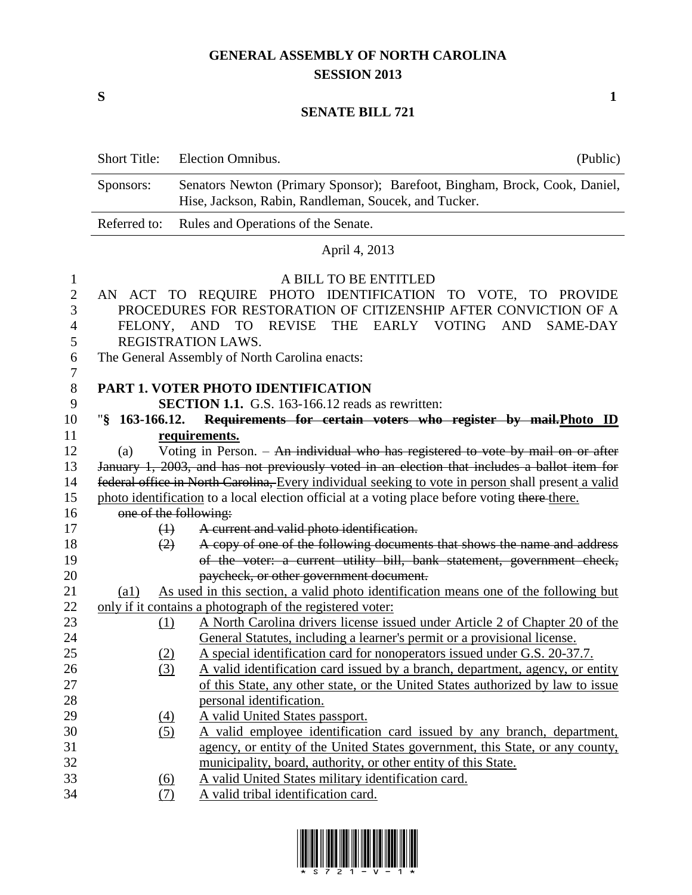# GENERAL ASSEMBLY OF NORTH CAROLINA
## SESSION 2013

**S** **1**

## SENATE BILL 721

| | | |
|---|---|---|
| Short Title: | Election Omnibus. | (Public) |
| Sponsors: | Senators Newton (Primary Sponsor); Barefoot, Bingham, Brock, Cook, Daniel, Hise, Jackson, Rabin, Randleman, Soucek, and Tucker. | |
| Referred to: | Rules and Operations of the Senate. | |

April 4, 2013

A BILL TO BE ENTITLED

AN ACT TO REQUIRE PHOTO IDENTIFICATION TO VOTE, TO PROVIDE PROCEDURES FOR RESTORATION OF CITIZENSHIP AFTER CONVICTION OF A FELONY, AND TO REVISE THE EARLY VOTING AND SAME-DAY REGISTRATION LAWS.

The General Assembly of North Carolina enacts:

**PART 1. VOTER PHOTO IDENTIFICATION**

**SECTION 1.1.** G.S. 163-166.12 reads as rewritten:

"**§ 163-166.12. ~~Requirements for certain voters who register by mail.~~<u>Photo ID requirements.</u>**

(a) Voting in Person. – ~~An individual who has registered to vote by mail on or after January 1, 2003, and has not previously voted in an election that includes a ballot item for federal office in North Carolina,~~ <u>Every individual seeking to vote in person</u> shall present <u>a valid photo identification</u> to a local election official at a voting place before voting ~~there~~ <u>there.</u> ~~one of the following:~~

~~(1) A current and valid photo identification.~~

~~(2) A copy of one of the following documents that shows the name and address of the voter: a current utility bill, bank statement, government check, paycheck, or other government document.~~

<u>(a1) As used in this section, a valid photo identification means one of the following but only if it contains a photograph of the registered voter:</u>

<u>(1) A North Carolina drivers license issued under Article 2 of Chapter 20 of the General Statutes, including a learner's permit or a provisional license.</u>

<u>(2) A special identification card for nonoperators issued under G.S. 20-37.7.</u>

<u>(3) A valid identification card issued by a branch, department, agency, or entity of this State, any other state, or the United States authorized by law to issue personal identification.</u>

<u>(4) A valid United States passport.</u>

<u>(5) A valid employee identification card issued by any branch, department, agency, or entity of the United States government, this State, or any county, municipality, board, authority, or other entity of this State.</u>

<u>(6) A valid United States military identification card.</u>

<u>(7) A valid tribal identification card.</u>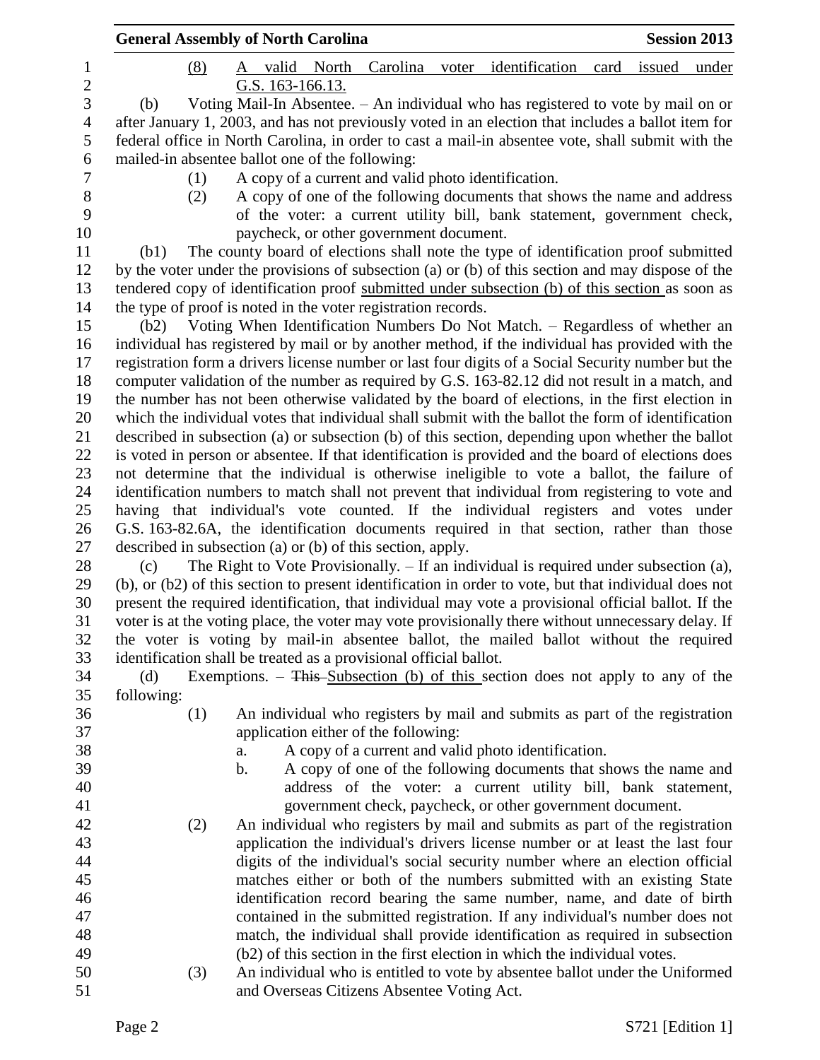(8) A valid North Carolina voter identification card issued under G.S. 163-166.13.

(b) Voting Mail-In Absentee. – An individual who has registered to vote by mail on or after January 1, 2003, and has not previously voted in an election that includes a ballot item for federal office in North Carolina, in order to cast a mail-in absentee vote, shall submit with the mailed-in absentee ballot one of the following:

(1) A copy of a current and valid photo identification.

(2) A copy of one of the following documents that shows the name and address of the voter: a current utility bill, bank statement, government check, paycheck, or other government document.

(b1) The county board of elections shall note the type of identification proof submitted by the voter under the provisions of subsection (a) or (b) of this section and may dispose of the tendered copy of identification proof submitted under subsection (b) of this section as soon as the type of proof is noted in the voter registration records.

(b2) Voting When Identification Numbers Do Not Match. – Regardless of whether an individual has registered by mail or by another method, if the individual has provided with the registration form a drivers license number or last four digits of a Social Security number but the computer validation of the number as required by G.S. 163-82.12 did not result in a match, and the number has not been otherwise validated by the board of elections, in the first election in which the individual votes that individual shall submit with the ballot the form of identification described in subsection (a) or subsection (b) of this section, depending upon whether the ballot is voted in person or absentee. If that identification is provided and the board of elections does not determine that the individual is otherwise ineligible to vote a ballot, the failure of identification numbers to match shall not prevent that individual from registering to vote and having that individual's vote counted. If the individual registers and votes under G.S. 163-82.6A, the identification documents required in that section, rather than those described in subsection (a) or (b) of this section, apply.

(c) The Right to Vote Provisionally. – If an individual is required under subsection (a), (b), or (b2) of this section to present identification in order to vote, but that individual does not present the required identification, that individual may vote a provisional official ballot. If the voter is at the voting place, the voter may vote provisionally there without unnecessary delay. If the voter is voting by mail-in absentee ballot, the mailed ballot without the required identification shall be treated as a provisional official ballot.

(d) Exemptions. – ~~This~~ Subsection (b) of this section does not apply to any of the following:

(1) An individual who registers by mail and submits as part of the registration application either of the following:

a. A copy of a current and valid photo identification.

b. A copy of one of the following documents that shows the name and address of the voter: a current utility bill, bank statement, government check, paycheck, or other government document.

(2) An individual who registers by mail and submits as part of the registration application the individual's drivers license number or at least the last four digits of the individual's social security number where an election official matches either or both of the numbers submitted with an existing State identification record bearing the same number, name, and date of birth contained in the submitted registration. If any individual's number does not match, the individual shall provide identification as required in subsection (b2) of this section in the first election in which the individual votes.

(3) An individual who is entitled to vote by absentee ballot under the Uniformed and Overseas Citizens Absentee Voting Act.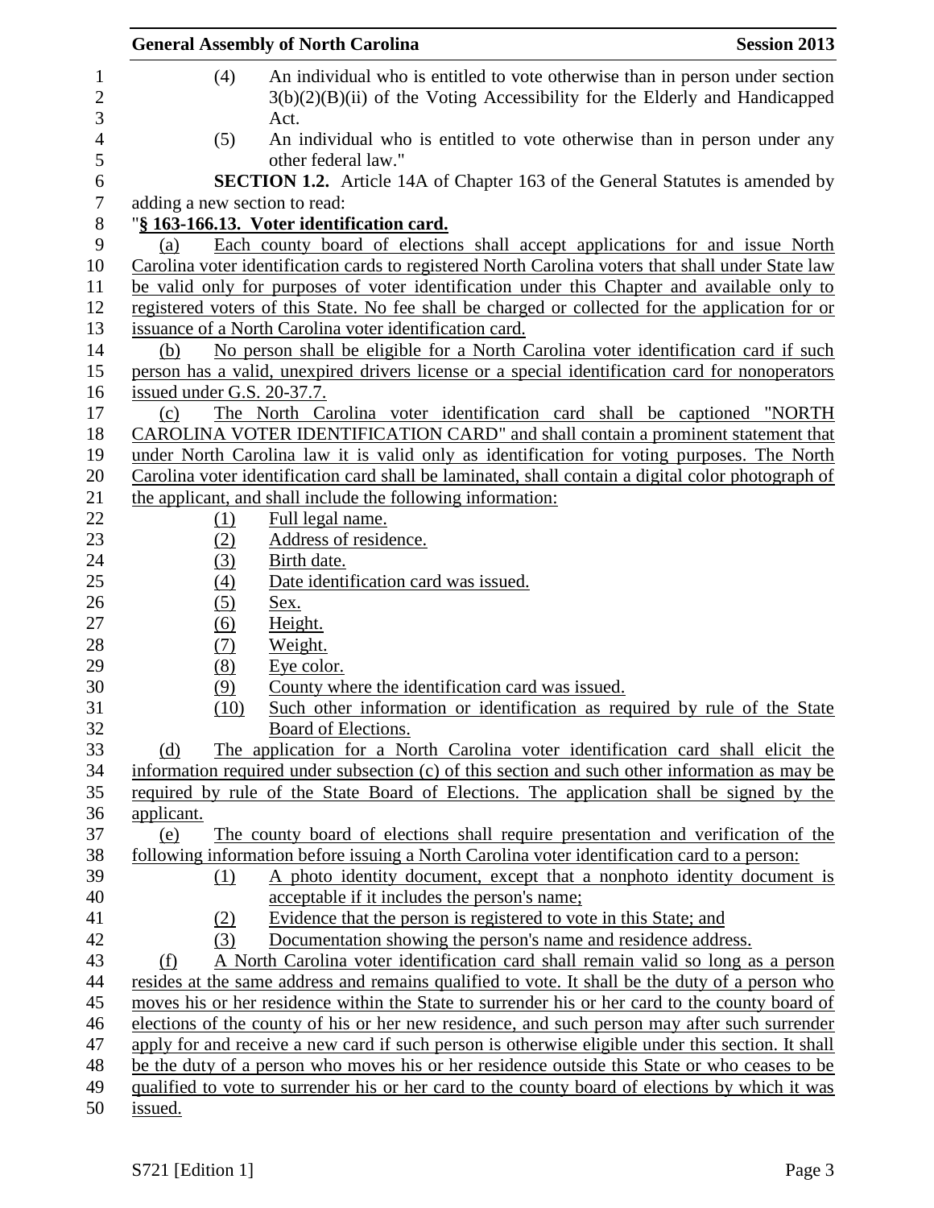(4) An individual who is entitled to vote otherwise than in person under section 3(b)(2)(B)(ii) of the Voting Accessibility for the Elderly and Handicapped Act.

(5) An individual who is entitled to vote otherwise than in person under any other federal law."

**SECTION 1.2.** Article 14A of Chapter 163 of the General Statutes is amended by adding a new section to read:

"**§ 163-166.13. Voter identification card.**

(a) Each county board of elections shall accept applications for and issue North Carolina voter identification cards to registered North Carolina voters that shall under State law be valid only for purposes of voter identification under this Chapter and available only to registered voters of this State. No fee shall be charged or collected for the application for or issuance of a North Carolina voter identification card.

(b) No person shall be eligible for a North Carolina voter identification card if such person has a valid, unexpired drivers license or a special identification card for nonoperators issued under G.S. 20-37.7.

(c) The North Carolina voter identification card shall be captioned "NORTH CAROLINA VOTER IDENTIFICATION CARD" and shall contain a prominent statement that under North Carolina law it is valid only as identification for voting purposes. The North Carolina voter identification card shall be laminated, shall contain a digital color photograph of the applicant, and shall include the following information:

(1) Full legal name.
(2) Address of residence.
(3) Birth date.
(4) Date identification card was issued.
(5) Sex.
(6) Height.
(7) Weight.
(8) Eye color.
(9) County where the identification card was issued.
(10) Such other information or identification as required by rule of the State Board of Elections.

(d) The application for a North Carolina voter identification card shall elicit the information required under subsection (c) of this section and such other information as may be required by rule of the State Board of Elections. The application shall be signed by the applicant.

(e) The county board of elections shall require presentation and verification of the following information before issuing a North Carolina voter identification card to a person:

(1) A photo identity document, except that a nonphoto identity document is acceptable if it includes the person's name;
(2) Evidence that the person is registered to vote in this State; and
(3) Documentation showing the person's name and residence address.

(f) A North Carolina voter identification card shall remain valid so long as a person resides at the same address and remains qualified to vote. It shall be the duty of a person who moves his or her residence within the State to surrender his or her card to the county board of elections of the county of his or her new residence, and such person may after such surrender apply for and receive a new card if such person is otherwise eligible under this section. It shall be the duty of a person who moves his or her residence outside this State or who ceases to be qualified to vote to surrender his or her card to the county board of elections by which it was issued.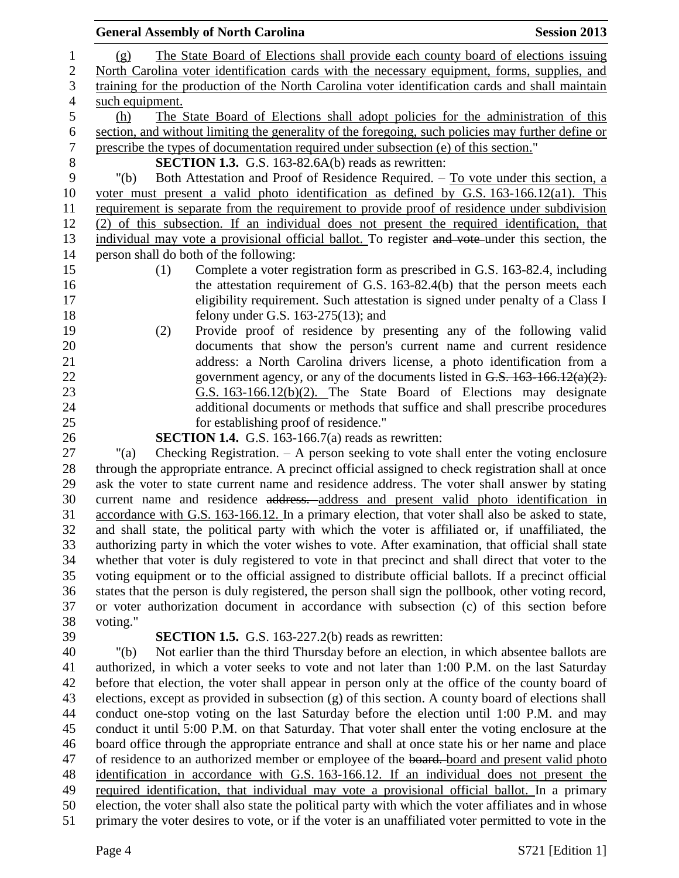(g) The State Board of Elections shall provide each county board of elections issuing North Carolina voter identification cards with the necessary equipment, forms, supplies, and training for the production of the North Carolina voter identification cards and shall maintain such equipment.

(h) The State Board of Elections shall adopt policies for the administration of this section, and without limiting the generality of the foregoing, such policies may further define or prescribe the types of documentation required under subsection (e) of this section."

**SECTION 1.3.** G.S. 163-82.6A(b) reads as rewritten:

"(b) Both Attestation and Proof of Residence Required. – To vote under this section, a voter must present a valid photo identification as defined by G.S. 163-166.12(a1). This requirement is separate from the requirement to provide proof of residence under subdivision (2) of this subsection. If an individual does not present the required identification, that individual may vote a provisional official ballot. To register ~~and vote~~ under this section, the person shall do both of the following:

(1) Complete a voter registration form as prescribed in G.S. 163-82.4, including the attestation requirement of G.S. 163-82.4(b) that the person meets each eligibility requirement. Such attestation is signed under penalty of a Class I felony under G.S. 163-275(13); and

(2) Provide proof of residence by presenting any of the following valid documents that show the person's current name and current residence address: a North Carolina drivers license, a photo identification from a government agency, or any of the documents listed in ~~G.S. 163-166.12(a)(2).~~ G.S. 163-166.12(b)(2). The State Board of Elections may designate additional documents or methods that suffice and shall prescribe procedures for establishing proof of residence."

**SECTION 1.4.** G.S. 163-166.7(a) reads as rewritten:

"(a) Checking Registration. – A person seeking to vote shall enter the voting enclosure through the appropriate entrance. A precinct official assigned to check registration shall at once ask the voter to state current name and residence address. The voter shall answer by stating current name and residence ~~address.~~ address and present valid photo identification in accordance with G.S. 163-166.12. In a primary election, that voter shall also be asked to state, and shall state, the political party with which the voter is affiliated or, if unaffiliated, the authorizing party in which the voter wishes to vote. After examination, that official shall state whether that voter is duly registered to vote in that precinct and shall direct that voter to the voting equipment or to the official assigned to distribute official ballots. If a precinct official states that the person is duly registered, the person shall sign the pollbook, other voting record, or voter authorization document in accordance with subsection (c) of this section before voting."

**SECTION 1.5.** G.S. 163-227.2(b) reads as rewritten:

"(b) Not earlier than the third Thursday before an election, in which absentee ballots are authorized, in which a voter seeks to vote and not later than 1:00 P.M. on the last Saturday before that election, the voter shall appear in person only at the office of the county board of elections, except as provided in subsection (g) of this section. A county board of elections shall conduct one-stop voting on the last Saturday before the election until 1:00 P.M. and may conduct it until 5:00 P.M. on that Saturday. That voter shall enter the voting enclosure at the board office through the appropriate entrance and shall at once state his or her name and place of residence to an authorized member or employee of the ~~board.~~ board and present valid photo identification in accordance with G.S. 163-166.12. If an individual does not present the required identification, that individual may vote a provisional official ballot. In a primary election, the voter shall also state the political party with which the voter affiliates and in whose primary the voter desires to vote, or if the voter is an unaffiliated voter permitted to vote in the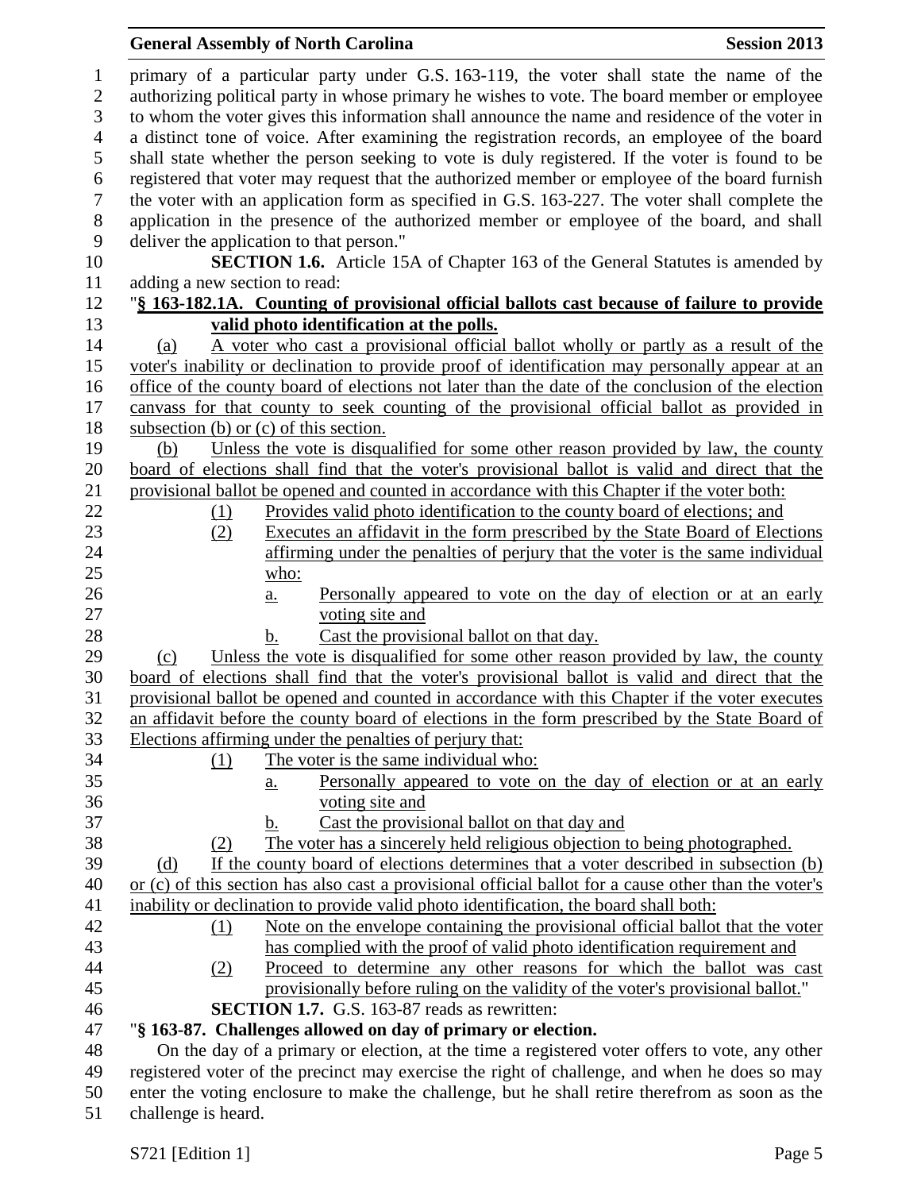primary of a particular party under G.S. 163-119, the voter shall state the name of the authorizing political party in whose primary he wishes to vote. The board member or employee to whom the voter gives this information shall announce the name and residence of the voter in a distinct tone of voice. After examining the registration records, an employee of the board shall state whether the person seeking to vote is duly registered. If the voter is found to be registered that voter may request that the authorized member or employee of the board furnish the voter with an application form as specified in G.S. 163-227. The voter shall complete the application in the presence of the authorized member or employee of the board, and shall deliver the application to that person."

**SECTION 1.6.** Article 15A of Chapter 163 of the General Statutes is amended by adding a new section to read:

"**§ 163-182.1A. Counting of provisional official ballots cast because of failure to provide valid photo identification at the polls.**

(a) A voter who cast a provisional official ballot wholly or partly as a result of the voter's inability or declination to provide proof of identification may personally appear at an office of the county board of elections not later than the date of the conclusion of the election canvass for that county to seek counting of the provisional official ballot as provided in subsection (b) or (c) of this section.

(b) Unless the vote is disqualified for some other reason provided by law, the county board of elections shall find that the voter's provisional ballot is valid and direct that the provisional ballot be opened and counted in accordance with this Chapter if the voter both:

(1) Provides valid photo identification to the county board of elections; and

(2) Executes an affidavit in the form prescribed by the State Board of Elections affirming under the penalties of perjury that the voter is the same individual who:

a. Personally appeared to vote on the day of election or at an early voting site and

b. Cast the provisional ballot on that day.

(c) Unless the vote is disqualified for some other reason provided by law, the county board of elections shall find that the voter's provisional ballot is valid and direct that the provisional ballot be opened and counted in accordance with this Chapter if the voter executes an affidavit before the county board of elections in the form prescribed by the State Board of Elections affirming under the penalties of perjury that:

(1) The voter is the same individual who:

a. Personally appeared to vote on the day of election or at an early voting site and

b. Cast the provisional ballot on that day and

(2) The voter has a sincerely held religious objection to being photographed.

(d) If the county board of elections determines that a voter described in subsection (b) or (c) of this section has also cast a provisional official ballot for a cause other than the voter's inability or declination to provide valid photo identification, the board shall both:

(1) Note on the envelope containing the provisional official ballot that the voter has complied with the proof of valid photo identification requirement and

(2) Proceed to determine any other reasons for which the ballot was cast provisionally before ruling on the validity of the voter's provisional ballot."

**SECTION 1.7.** G.S. 163-87 reads as rewritten:

"**§ 163-87. Challenges allowed on day of primary or election.**

On the day of a primary or election, at the time a registered voter offers to vote, any other registered voter of the precinct may exercise the right of challenge, and when he does so may enter the voting enclosure to make the challenge, but he shall retire therefrom as soon as the challenge is heard.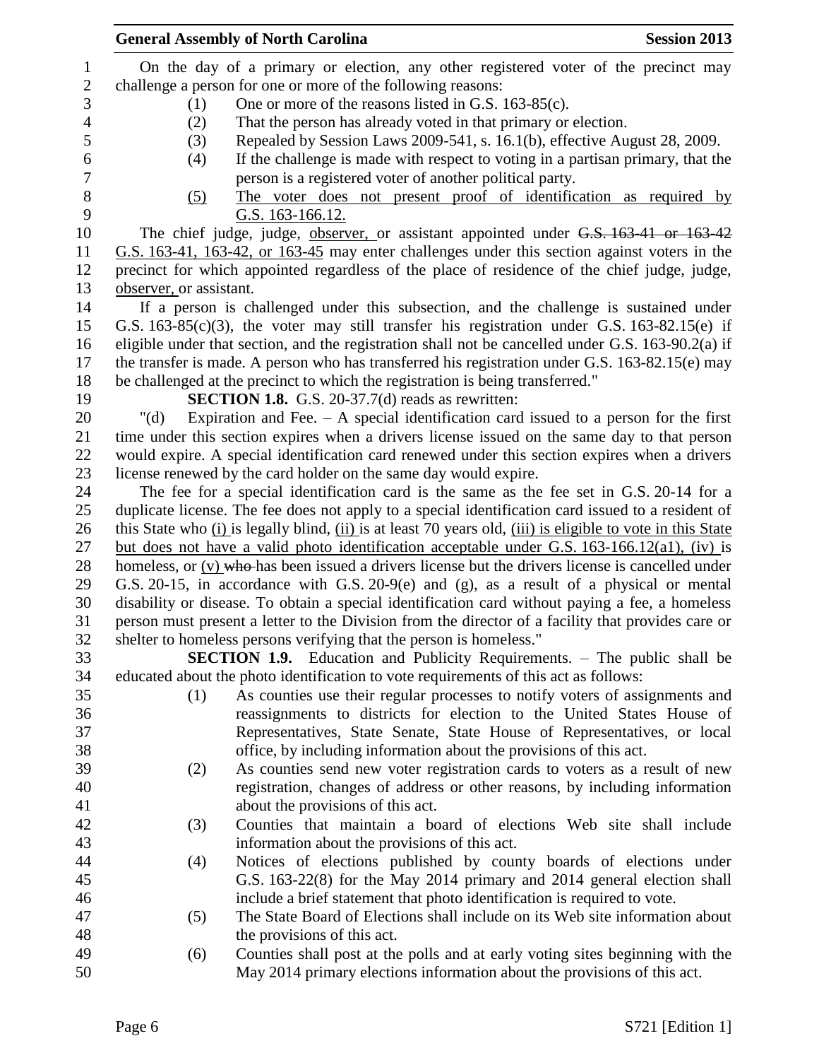On the day of a primary or election, any other registered voter of the precinct may challenge a person for one or more of the following reasons:

(1) One or more of the reasons listed in G.S. 163-85(c).

(2) That the person has already voted in that primary or election.

(3) Repealed by Session Laws 2009-541, s. 16.1(b), effective August 28, 2009.

(4) If the challenge is made with respect to voting in a partisan primary, that the person is a registered voter of another political party.

(5) The voter does not present proof of identification as required by G.S. 163-166.12.

The chief judge, judge, observer, or assistant appointed under ~~G.S. 163-41 or 163-42~~ G.S. 163-41, 163-42, or 163-45 may enter challenges under this section against voters in the precinct for which appointed regardless of the place of residence of the chief judge, judge, observer, or assistant.

If a person is challenged under this subsection, and the challenge is sustained under G.S. 163-85(c)(3), the voter may still transfer his registration under G.S. 163-82.15(e) if eligible under that section, and the registration shall not be cancelled under G.S. 163-90.2(a) if the transfer is made. A person who has transferred his registration under G.S. 163-82.15(e) may be challenged at the precinct to which the registration is being transferred."

**SECTION 1.8.** G.S. 20-37.7(d) reads as rewritten:

"(d) Expiration and Fee. – A special identification card issued to a person for the first time under this section expires when a drivers license issued on the same day to that person would expire. A special identification card renewed under this section expires when a drivers license renewed by the card holder on the same day would expire.

The fee for a special identification card is the same as the fee set in G.S. 20-14 for a duplicate license. The fee does not apply to a special identification card issued to a resident of this State who (i) is legally blind, (ii) is at least 70 years old, (iii) is eligible to vote in this State but does not have a valid photo identification acceptable under G.S. 163-166.12(a1), (iv) is homeless, or (v) ~~who~~ has been issued a drivers license but the drivers license is cancelled under G.S. 20-15, in accordance with G.S. 20-9(e) and (g), as a result of a physical or mental disability or disease. To obtain a special identification card without paying a fee, a homeless person must present a letter to the Division from the director of a facility that provides care or shelter to homeless persons verifying that the person is homeless."

**SECTION 1.9.** Education and Publicity Requirements. – The public shall be educated about the photo identification to vote requirements of this act as follows:

(1) As counties use their regular processes to notify voters of assignments and reassignments to districts for election to the United States House of Representatives, State Senate, State House of Representatives, or local office, by including information about the provisions of this act.

(2) As counties send new voter registration cards to voters as a result of new registration, changes of address or other reasons, by including information about the provisions of this act.

(3) Counties that maintain a board of elections Web site shall include information about the provisions of this act.

(4) Notices of elections published by county boards of elections under G.S. 163-22(8) for the May 2014 primary and 2014 general election shall include a brief statement that photo identification is required to vote.

(5) The State Board of Elections shall include on its Web site information about the provisions of this act.

(6) Counties shall post at the polls and at early voting sites beginning with the May 2014 primary elections information about the provisions of this act.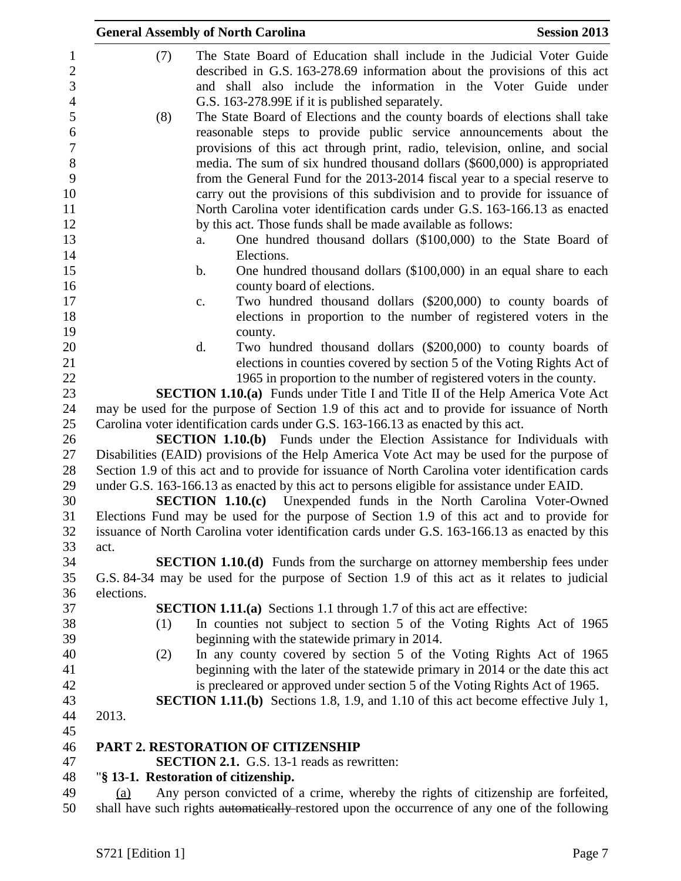(7) The State Board of Education shall include in the Judicial Voter Guide described in G.S. 163-278.69 information about the provisions of this act and shall also include the information in the Voter Guide under G.S. 163-278.99E if it is published separately.

(8) The State Board of Elections and the county boards of elections shall take reasonable steps to provide public service announcements about the provisions of this act through print, radio, television, online, and social media. The sum of six hundred thousand dollars ($600,000) is appropriated from the General Fund for the 2013-2014 fiscal year to a special reserve to carry out the provisions of this subdivision and to provide for issuance of North Carolina voter identification cards under G.S. 163-166.13 as enacted by this act. Those funds shall be made available as follows:

a. One hundred thousand dollars ($100,000) to the State Board of Elections.

b. One hundred thousand dollars ($100,000) in an equal share to each county board of elections.

c. Two hundred thousand dollars ($200,000) to county boards of elections in proportion to the number of registered voters in the county.

d. Two hundred thousand dollars ($200,000) to county boards of elections in counties covered by section 5 of the Voting Rights Act of 1965 in proportion to the number of registered voters in the county.

**SECTION 1.10.(a)** Funds under Title I and Title II of the Help America Vote Act may be used for the purpose of Section 1.9 of this act and to provide for issuance of North Carolina voter identification cards under G.S. 163-166.13 as enacted by this act.

**SECTION 1.10.(b)** Funds under the Election Assistance for Individuals with Disabilities (EAID) provisions of the Help America Vote Act may be used for the purpose of Section 1.9 of this act and to provide for issuance of North Carolina voter identification cards under G.S. 163-166.13 as enacted by this act to persons eligible for assistance under EAID.

**SECTION 1.10.(c)** Unexpended funds in the North Carolina Voter-Owned Elections Fund may be used for the purpose of Section 1.9 of this act and to provide for issuance of North Carolina voter identification cards under G.S. 163-166.13 as enacted by this act.

**SECTION 1.10.(d)** Funds from the surcharge on attorney membership fees under G.S. 84-34 may be used for the purpose of Section 1.9 of this act as it relates to judicial elections.

**SECTION 1.11.(a)** Sections 1.1 through 1.7 of this act are effective:

(1) In counties not subject to section 5 of the Voting Rights Act of 1965 beginning with the statewide primary in 2014.

(2) In any county covered by section 5 of the Voting Rights Act of 1965 beginning with the later of the statewide primary in 2014 or the date this act is precleared or approved under section 5 of the Voting Rights Act of 1965.

**SECTION 1.11.(b)** Sections 1.8, 1.9, and 1.10 of this act become effective July 1, 2013.

**PART 2. RESTORATION OF CITIZENSHIP**

**SECTION 2.1.** G.S. 13-1 reads as rewritten:

"**§ 13-1. Restoration of citizenship.**

(a) Any person convicted of a crime, whereby the rights of citizenship are forfeited, shall have such rights ~~automatically~~ restored upon the occurrence of any one of the following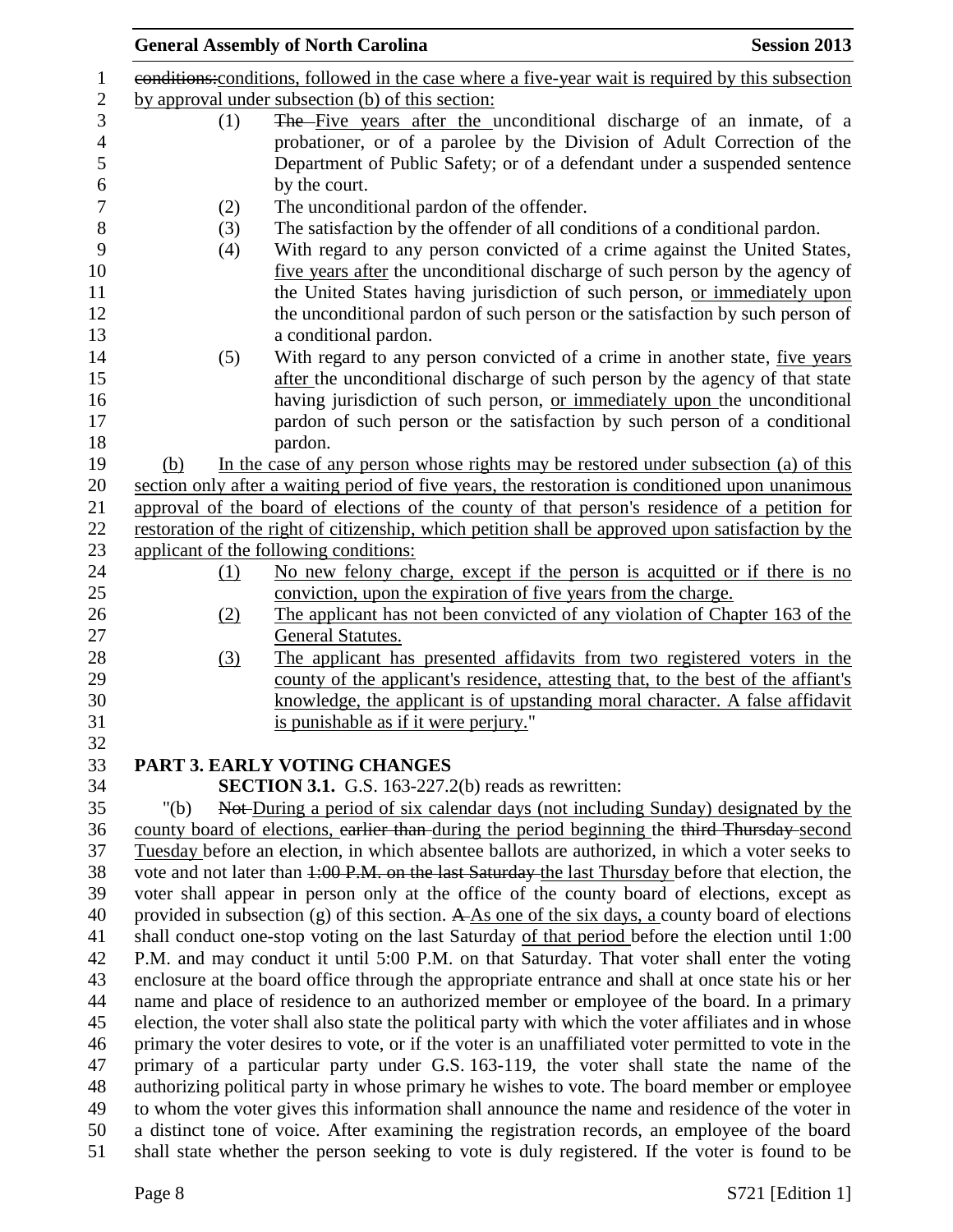conditions:conditions, followed in the case where a five-year wait is required by this subsection by approval under subsection (b) of this section:

(1) The Five years after the unconditional discharge of an inmate, of a probationer, or of a parolee by the Division of Adult Correction of the Department of Public Safety; or of a defendant under a suspended sentence by the court.

(2) The unconditional pardon of the offender.

(3) The satisfaction by the offender of all conditions of a conditional pardon.

(4) With regard to any person convicted of a crime against the United States, five years after the unconditional discharge of such person by the agency of the United States having jurisdiction of such person, or immediately upon the unconditional pardon of such person or the satisfaction by such person of a conditional pardon.

(5) With regard to any person convicted of a crime in another state, five years after the unconditional discharge of such person by the agency of that state having jurisdiction of such person, or immediately upon the unconditional pardon of such person or the satisfaction by such person of a conditional pardon.

(b) In the case of any person whose rights may be restored under subsection (a) of this section only after a waiting period of five years, the restoration is conditioned upon unanimous approval of the board of elections of the county of that person's residence of a petition for restoration of the right of citizenship, which petition shall be approved upon satisfaction by the applicant of the following conditions:

(1) No new felony charge, except if the person is acquitted or if there is no conviction, upon the expiration of five years from the charge.

(2) The applicant has not been convicted of any violation of Chapter 163 of the General Statutes.

(3) The applicant has presented affidavits from two registered voters in the county of the applicant's residence, attesting that, to the best of the affiant's knowledge, the applicant is of upstanding moral character. A false affidavit is punishable as if it were perjury."

## PART 3. EARLY VOTING CHANGES

**SECTION 3.1.** G.S. 163-227.2(b) reads as rewritten:

"(b) Not During a period of six calendar days (not including Sunday) designated by the county board of elections, earlier than during the period beginning the third Thursday second Tuesday before an election, in which absentee ballots are authorized, in which a voter seeks to vote and not later than 1:00 P.M. on the last Saturday the last Thursday before that election, the voter shall appear in person only at the office of the county board of elections, except as provided in subsection (g) of this section. A As one of the six days, a county board of elections shall conduct one-stop voting on the last Saturday of that period before the election until 1:00 P.M. and may conduct it until 5:00 P.M. on that Saturday. That voter shall enter the voting enclosure at the board office through the appropriate entrance and shall at once state his or her name and place of residence to an authorized member or employee of the board. In a primary election, the voter shall also state the political party with which the voter affiliates and in whose primary the voter desires to vote, or if the voter is an unaffiliated voter permitted to vote in the primary of a particular party under G.S. 163-119, the voter shall state the name of the authorizing political party in whose primary he wishes to vote. The board member or employee to whom the voter gives this information shall announce the name and residence of the voter in a distinct tone of voice. After examining the registration records, an employee of the board shall state whether the person seeking to vote is duly registered. If the voter is found to be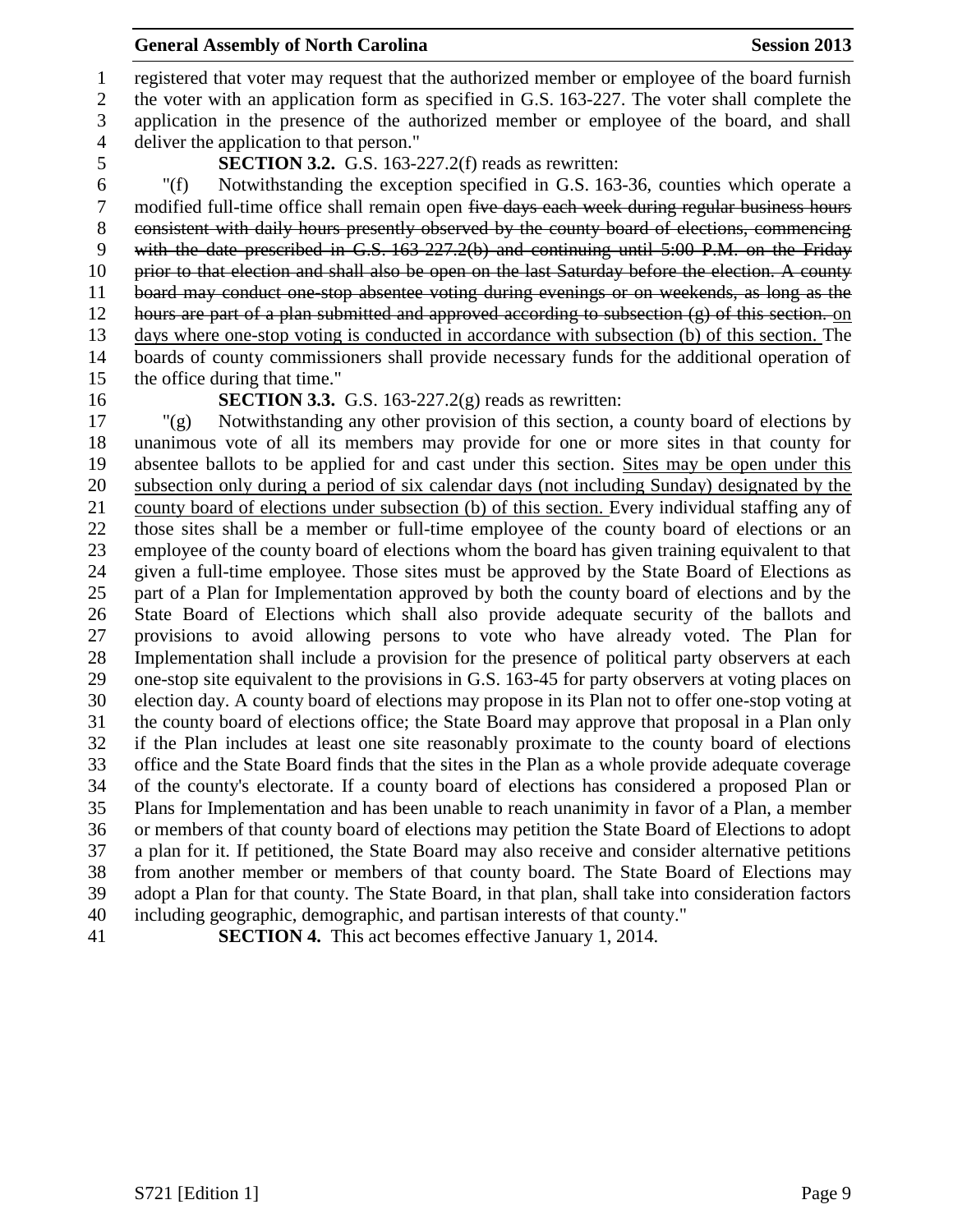registered that voter may request that the authorized member or employee of the board furnish the voter with an application form as specified in G.S. 163-227. The voter shall complete the application in the presence of the authorized member or employee of the board, and shall deliver the application to that person."

**SECTION 3.2.** G.S. 163-227.2(f) reads as rewritten:

"(f) Notwithstanding the exception specified in G.S. 163-36, counties which operate a modified full-time office shall remain open ~~five days each week during regular business hours consistent with daily hours presently observed by the county board of elections, commencing with the date prescribed in G.S. 163-227.2(b) and continuing until 5:00 P.M. on the Friday prior to that election and shall also be open on the last Saturday before the election. A county board may conduct one-stop absentee voting during evenings or on weekends, as long as the hours are part of a plan submitted and approved according to subsection (g) of this section.~~ <u>on days where one-stop voting is conducted in accordance with subsection (b) of this section.</u> The boards of county commissioners shall provide necessary funds for the additional operation of the office during that time."

**SECTION 3.3.** G.S. 163-227.2(g) reads as rewritten:

"(g) Notwithstanding any other provision of this section, a county board of elections by unanimous vote of all its members may provide for one or more sites in that county for absentee ballots to be applied for and cast under this section. <u>Sites may be open under this subsection only during a period of six calendar days (not including Sunday) designated by the county board of elections under subsection (b) of this section.</u> Every individual staffing any of those sites shall be a member or full-time employee of the county board of elections or an employee of the county board of elections whom the board has given training equivalent to that given a full-time employee. Those sites must be approved by the State Board of Elections as part of a Plan for Implementation approved by both the county board of elections and by the State Board of Elections which shall also provide adequate security of the ballots and provisions to avoid allowing persons to vote who have already voted. The Plan for Implementation shall include a provision for the presence of political party observers at each one-stop site equivalent to the provisions in G.S. 163-45 for party observers at voting places on election day. A county board of elections may propose in its Plan not to offer one-stop voting at the county board of elections office; the State Board may approve that proposal in a Plan only if the Plan includes at least one site reasonably proximate to the county board of elections office and the State Board finds that the sites in the Plan as a whole provide adequate coverage of the county's electorate. If a county board of elections has considered a proposed Plan or Plans for Implementation and has been unable to reach unanimity in favor of a Plan, a member or members of that county board of elections may petition the State Board of Elections to adopt a plan for it. If petitioned, the State Board may also receive and consider alternative petitions from another member or members of that county board. The State Board of Elections may adopt a Plan for that county. The State Board, in that plan, shall take into consideration factors including geographic, demographic, and partisan interests of that county."

**SECTION 4.** This act becomes effective January 1, 2014.